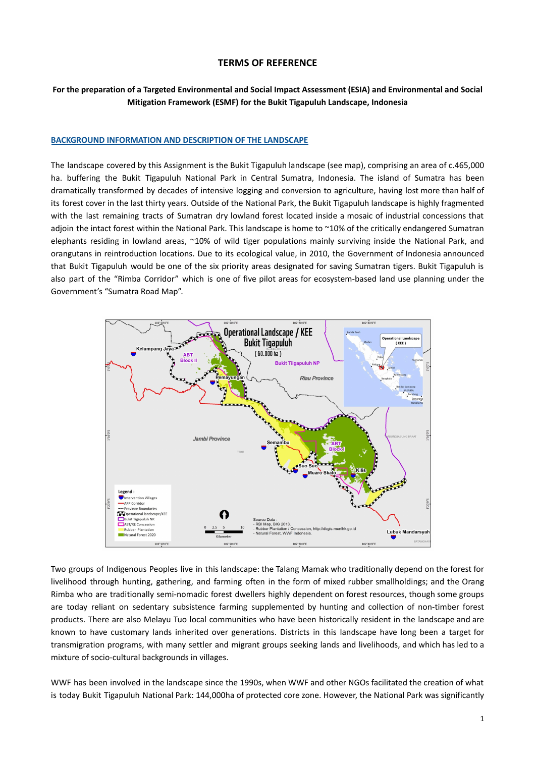# TERMS OF REFERENCE

**For the preparation of a Targeted Environmental and Social Impact Assessment (ESIA) and Environmental and Social Mitigation Framework (ESMF) for the Bukit Tigapuluh Landscape, Indonesia**

## BACKGROUND INFORMATION AND DESCRIPTION OF THE LANDSCAPE

The landscape covered by this Assignment is the Bukit Tigapuluh landscape (see map), comprising an area of c.465,000 ha. buffering the Bukit Tigapuluh National Park in Central Sumatra, Indonesia. The island of Sumatra has been dramatically transformed by decades of intensive logging and conversion to agriculture, having lost more than half of its forest cover in the last thirty years. Outside of the National Park, the Bukit Tigapuluh landscape is highly fragmented with the last remaining tracts of Sumatran dry lowland forest located inside a mosaic of industrial concessions that adjoin the intact forest within the National Park. This landscape is home to ~10% of the critically endangered Sumatran elephants residing in lowland areas, ~10% of wild tiger populations mainly surviving inside the National Park, and orangutans in reintroduction locations. Due to its ecological value, in 2010, the Government of Indonesia announced that Bukit Tigapuluh would be one of the six priority areas designated for saving Sumatran tigers. Bukit Tigapuluh is also part of the "Rimba Corridor" which is one of five pilot areas for ecosystem-based land use planning under the Government's "Sumatra Road Map".

Two groups of Indigenous Peoples live in this landscape: the Talang Mamak who traditionally depend on the forest for livelihood through hunting, gathering, and farming often in the form of mixed rubber smallholdings; and the Orang Rimba who are traditionally semi-nomadic forest dwellers highly dependent on forest resources, though some groups are today reliant on sedentary subsistence farming supplemented by hunting and collection of non-timber forest products. There are also Melayu Tuo local communities who have been historically resident in the landscape and are known to have customary lands inherited over generations. Districts in this landscape have long been a target for transmigration programs, with many settler and migrant groups seeking lands and livelihoods, and which has led to a mixture of socio-cultural backgrounds in villages.

WWF has been involved in the landscape since the 1990s, when WWF and other NGOs facilitated the creation of what is today Bukit Tigapuluh National Park: 144,000ha of protected core zone. However, the National Park was significantly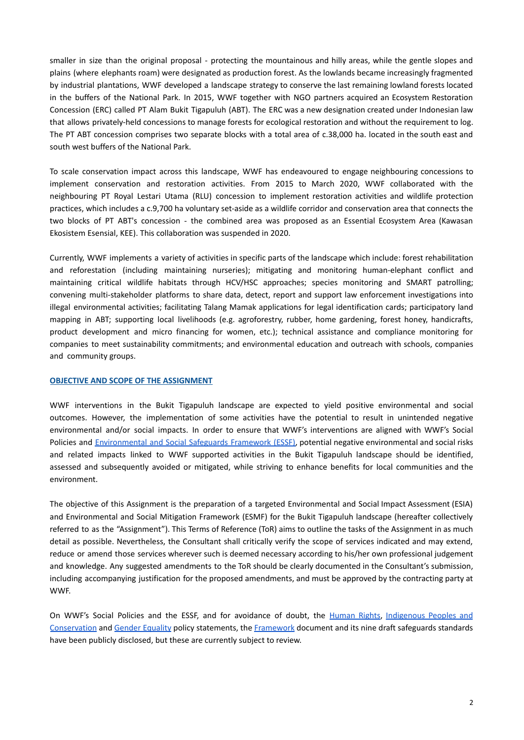smaller in size than the original proposal - protecting the mountainous and hilly areas, while the gentle slopes and plains (where elephants roam) were designated as production forest. As the lowlands became increasingly fragmented by industrial plantations, WWF developed a landscape strategy to conserve the last remaining lowland forests located in the buffers of the National Park. In 2015, WWF together with NGO partners acquired an Ecosystem Restoration Concession (ERC) called PT Alam Bukit Tigapuluh (ABT). The ERC was a new designation created under Indonesian law that allows privately-held concessions to manage forests for ecological restoration and without the requirement to log. The PT ABT concession comprises two separate blocks with a total area of c.38,000 ha. located in the south east and south west buffers of the National Park.

To scale conservation impact across this landscape, WWF has endeavoured to engage neighbouring concessions to implement conservation and restoration activities. From 2015 to March 2020, WWF collaborated with the neighbouring PT Royal Lestari Utama (RLU) concession to implement restoration activities and wildlife protection practices, which includes a c.9,700 ha voluntary set-aside as a wildlife corridor and conservation area that connects the two blocks of PT ABT's concession - the combined area was proposed as an Essential Ecosystem Area (Kawasan Ekosistem Esensial, KEE). This collaboration was suspended in 2020.

Currently, WWF implements a variety of activities in specific parts of the landscape which include: forest rehabilitation and reforestation (including maintaining nurseries); mitigating and monitoring human-elephant conflict and maintaining critical wildlife habitats through HCV/HSC approaches; species monitoring and SMART patrolling; convening multi-stakeholder platforms to share data, detect, report and support law enforcement investigations into illegal environmental activities; facilitating Talang Mamak applications for legal identification cards; participatory land mapping in ABT; supporting local livelihoods (e.g. agroforestry, rubber, home gardening, forest honey, handicrafts, product development and micro financing for women, etc.); technical assistance and compliance monitoring for companies to meet sustainability commitments; and environmental education and outreach with schools, companies and community groups.

## OBJECTIVE AND SCOPE OF THE ASSIGNMENT

WWF interventions in the Bukit Tigapuluh landscape are expected to yield positive environmental and social outcomes. However, the implementation of some activities have the potential to result in unintended negative environmental and/or social impacts. In order to ensure that WWF's interventions are aligned with WWF's Social Policies and Environmental and Social Safeguards Framework (ESSF), potential negative environmental and social risks and related impacts linked to WWF supported activities in the Bukit Tigapuluh landscape should be identified, assessed and subsequently avoided or mitigated, while striving to enhance benefits for local communities and the environment.

The objective of this Assignment is the preparation of a targeted Environmental and Social Impact Assessment (ESIA) and Environmental and Social Mitigation Framework (ESMF) for the Bukit Tigapuluh landscape (hereafter collectively referred to as the "Assignment"). This Terms of Reference (ToR) aims to outline the tasks of the Assignment in as much detail as possible. Nevertheless, the Consultant shall critically verify the scope of services indicated and may extend, reduce or amend those services wherever such is deemed necessary according to his/her own professional judgement and knowledge. Any suggested amendments to the ToR should be clearly documented in the Consultant's submission, including accompanying justification for the proposed amendments, and must be approved by the contracting party at WWF.

On WWF's Social Policies and the ESSF, and for avoidance of doubt, the Human Rights, Indigenous Peoples and Conservation and Gender Equality policy statements, the Framework document and its nine draft safeguards standards have been publicly disclosed, but these are currently subject to review.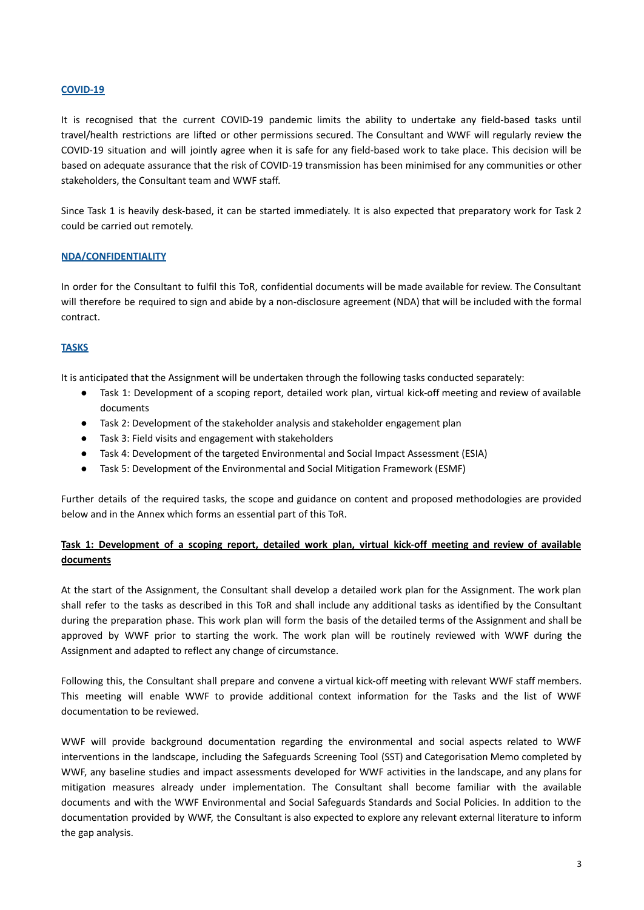## COVID-19

It is recognised that the current COVID-19 pandemic limits the ability to undertake any field-based tasks until travel/health restrictions are lifted or other permissions secured. The Consultant and WWF will regularly review the COVID-19 situation and will jointly agree when it is safe for any field-based work to take place. This decision will be based on adequate assurance that the risk of COVID-19 transmission has been minimised for any communities or other stakeholders, the Consultant team and WWF staff.

Since Task 1 is heavily desk-based, it can be started immediately. It is also expected that preparatory work for Task 2 could be carried out remotely.

## NDA/CONFIDENTIALITY

In order for the Consultant to fulfil this ToR, confidential documents will be made available for review. The Consultant will therefore be required to sign and abide by a non-disclosure agreement (NDA) that will be included with the formal contract.

## TASKS

It is anticipated that the Assignment will be undertaken through the following tasks conducted separately:

- Task 1: Development of a scoping report, detailed work plan, virtual kick-off meeting and review of available documents
- Task 2: Development of the stakeholder analysis and stakeholder engagement plan
- Task 3: Field visits and engagement with stakeholders
- Task 4: Development of the targeted Environmental and Social Impact Assessment (ESIA)
- Task 5: Development of the Environmental and Social Mitigation Framework (ESMF)

Further details of the required tasks, the scope and guidance on content and proposed methodologies are provided below and in the Annex which forms an essential part of this ToR.

### Task 1: Development of a scoping report, detailed work plan, virtual kick-off meeting and review of available documents

At the start of the Assignment, the Consultant shall develop a detailed work plan for the Assignment. The work plan shall refer to the tasks as described in this ToR and shall include any additional tasks as identified by the Consultant during the preparation phase. This work plan will form the basis of the detailed terms of the Assignment and shall be approved by WWF prior to starting the work. The work plan will be routinely reviewed with WWF during the Assignment and adapted to reflect any change of circumstance.

Following this, the Consultant shall prepare and convene a virtual kick-off meeting with relevant WWF staff members. This meeting will enable WWF to provide additional context information for the Tasks and the list of WWF documentation to be reviewed.

WWF will provide background documentation regarding the environmental and social aspects related to WWF interventions in the landscape, including the Safeguards Screening Tool (SST) and Categorisation Memo completed by WWF, any baseline studies and impact assessments developed for WWF activities in the landscape, and any plans for mitigation measures already under implementation. The Consultant shall become familiar with the available documents and with the WWF Environmental and Social Safeguards Standards and Social Policies. In addition to the documentation provided by WWF, the Consultant is also expected to explore any relevant external literature to inform the gap analysis.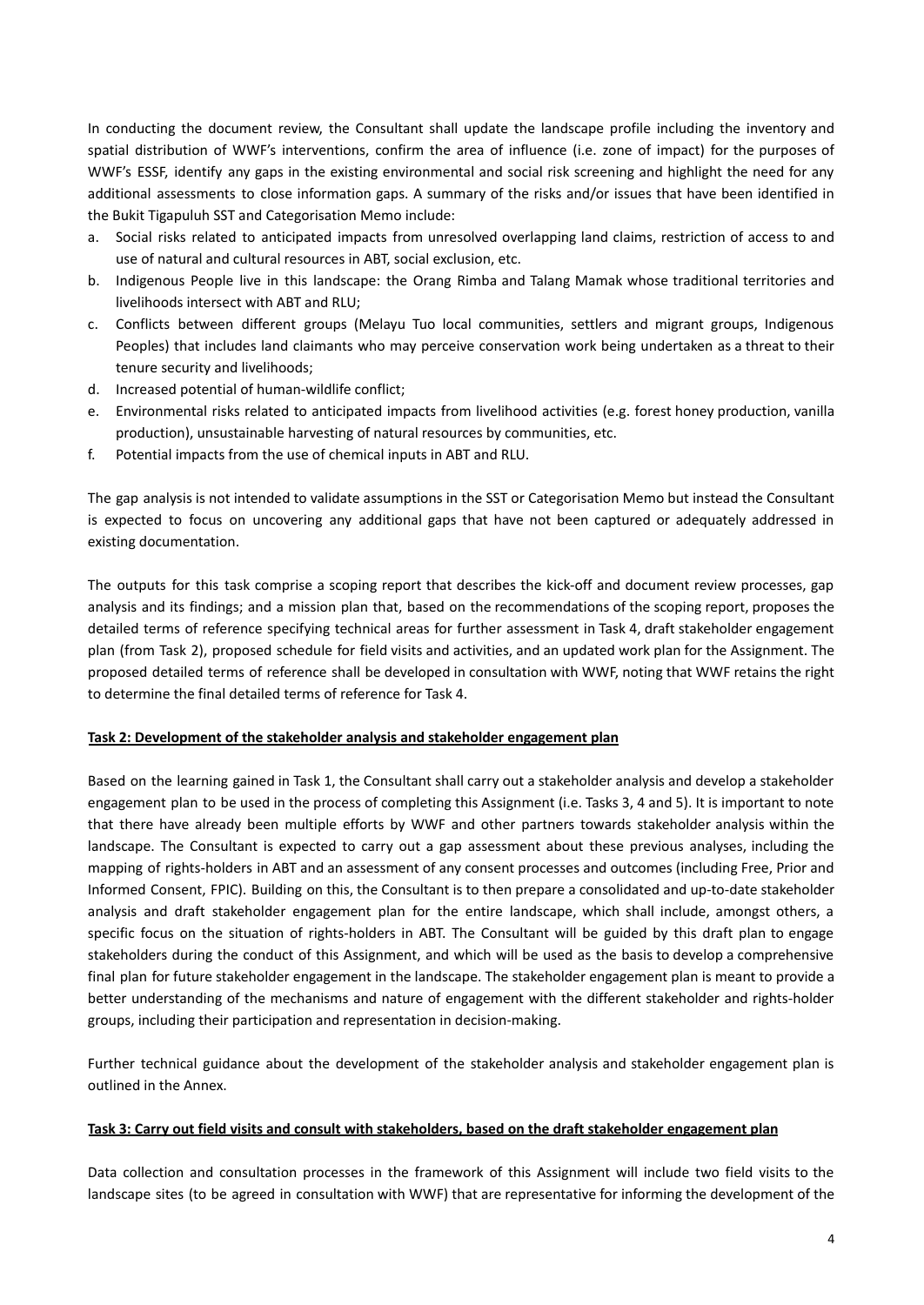In conducting the document review, the Consultant shall update the landscape profile including the inventory and spatial distribution of WWF's interventions, confirm the area of influence (i.e. zone of impact) for the purposes of WWF's ESSF, identify any gaps in the existing environmental and social risk screening and highlight the need for any additional assessments to close information gaps. A summary of the risks and/or issues that have been identified in the Bukit Tigapuluh SST and Categorisation Memo include:

a. Social risks related to anticipated impacts from unresolved overlapping land claims, restriction of access to and use of natural and cultural resources in ABT, social exclusion, etc.
b. Indigenous People live in this landscape: the Orang Rimba and Talang Mamak whose traditional territories and livelihoods intersect with ABT and RLU;
c. Conflicts between different groups (Melayu Tuo local communities, settlers and migrant groups, Indigenous Peoples) that includes land claimants who may perceive conservation work being undertaken as a threat to their tenure security and livelihoods;
d. Increased potential of human-wildlife conflict;
e. Environmental risks related to anticipated impacts from livelihood activities (e.g. forest honey production, vanilla production), unsustainable harvesting of natural resources by communities, etc.
f. Potential impacts from the use of chemical inputs in ABT and RLU.

The gap analysis is not intended to validate assumptions in the SST or Categorisation Memo but instead the Consultant is expected to focus on uncovering any additional gaps that have not been captured or adequately addressed in existing documentation.

The outputs for this task comprise a scoping report that describes the kick-off and document review processes, gap analysis and its findings; and a mission plan that, based on the recommendations of the scoping report, proposes the detailed terms of reference specifying technical areas for further assessment in Task 4, draft stakeholder engagement plan (from Task 2), proposed schedule for field visits and activities, and an updated work plan for the Assignment. The proposed detailed terms of reference shall be developed in consultation with WWF, noting that WWF retains the right to determine the final detailed terms of reference for Task 4.

**Task 2: Development of the stakeholder analysis and stakeholder engagement plan**

Based on the learning gained in Task 1, the Consultant shall carry out a stakeholder analysis and develop a stakeholder engagement plan to be used in the process of completing this Assignment (i.e. Tasks 3, 4 and 5). It is important to note that there have already been multiple efforts by WWF and other partners towards stakeholder analysis within the landscape. The Consultant is expected to carry out a gap assessment about these previous analyses, including the mapping of rights-holders in ABT and an assessment of any consent processes and outcomes (including Free, Prior and Informed Consent, FPIC). Building on this, the Consultant is to then prepare a consolidated and up-to-date stakeholder analysis and draft stakeholder engagement plan for the entire landscape, which shall include, amongst others, a specific focus on the situation of rights-holders in ABT. The Consultant will be guided by this draft plan to engage stakeholders during the conduct of this Assignment, and which will be used as the basis to develop a comprehensive final plan for future stakeholder engagement in the landscape. The stakeholder engagement plan is meant to provide a better understanding of the mechanisms and nature of engagement with the different stakeholder and rights-holder groups, including their participation and representation in decision-making.

Further technical guidance about the development of the stakeholder analysis and stakeholder engagement plan is outlined in the Annex.

**Task 3: Carry out field visits and consult with stakeholders, based on the draft stakeholder engagement plan**

Data collection and consultation processes in the framework of this Assignment will include two field visits to the landscape sites (to be agreed in consultation with WWF) that are representative for informing the development of the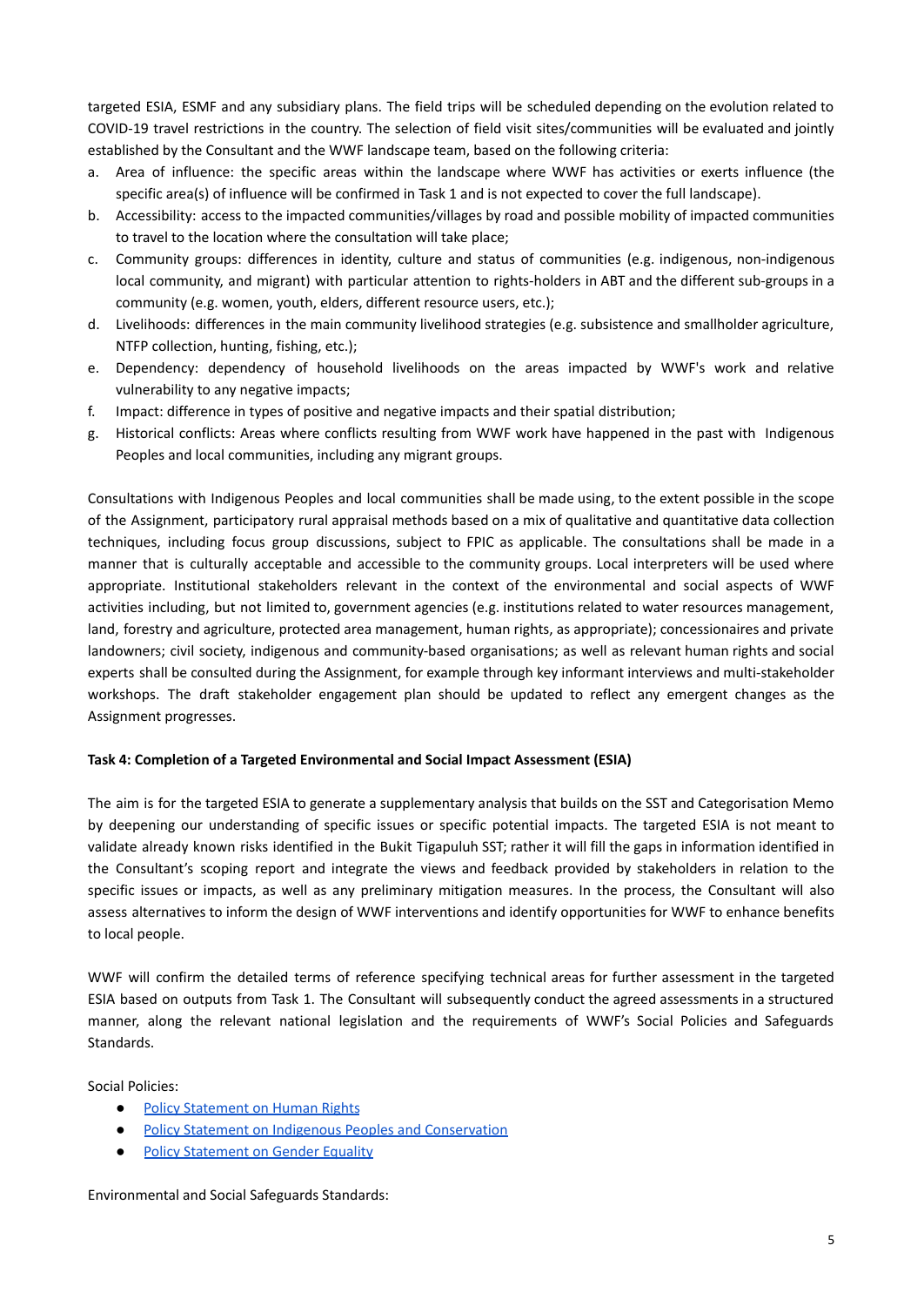targeted ESIA, ESMF and any subsidiary plans. The field trips will be scheduled depending on the evolution related to COVID-19 travel restrictions in the country. The selection of field visit sites/communities will be evaluated and jointly established by the Consultant and the WWF landscape team, based on the following criteria:

a. Area of influence: the specific areas within the landscape where WWF has activities or exerts influence (the specific area(s) of influence will be confirmed in Task 1 and is not expected to cover the full landscape).
b. Accessibility: access to the impacted communities/villages by road and possible mobility of impacted communities to travel to the location where the consultation will take place;
c. Community groups: differences in identity, culture and status of communities (e.g. indigenous, non-indigenous local community, and migrant) with particular attention to rights-holders in ABT and the different sub-groups in a community (e.g. women, youth, elders, different resource users, etc.);
d. Livelihoods: differences in the main community livelihood strategies (e.g. subsistence and smallholder agriculture, NTFP collection, hunting, fishing, etc.);
e. Dependency: dependency of household livelihoods on the areas impacted by WWF's work and relative vulnerability to any negative impacts;
f. Impact: difference in types of positive and negative impacts and their spatial distribution;
g. Historical conflicts: Areas where conflicts resulting from WWF work have happened in the past with Indigenous Peoples and local communities, including any migrant groups.

Consultations with Indigenous Peoples and local communities shall be made using, to the extent possible in the scope of the Assignment, participatory rural appraisal methods based on a mix of qualitative and quantitative data collection techniques, including focus group discussions, subject to FPIC as applicable. The consultations shall be made in a manner that is culturally acceptable and accessible to the community groups. Local interpreters will be used where appropriate. Institutional stakeholders relevant in the context of the environmental and social aspects of WWF activities including, but not limited to, government agencies (e.g. institutions related to water resources management, land, forestry and agriculture, protected area management, human rights, as appropriate); concessionaires and private landowners; civil society, indigenous and community-based organisations; as well as relevant human rights and social experts shall be consulted during the Assignment, for example through key informant interviews and multi-stakeholder workshops. The draft stakeholder engagement plan should be updated to reflect any emergent changes as the Assignment progresses.

**Task 4: Completion of a Targeted Environmental and Social Impact Assessment (ESIA)**

The aim is for the targeted ESIA to generate a supplementary analysis that builds on the SST and Categorisation Memo by deepening our understanding of specific issues or specific potential impacts. The targeted ESIA is not meant to validate already known risks identified in the Bukit Tigapuluh SST; rather it will fill the gaps in information identified in the Consultant's scoping report and integrate the views and feedback provided by stakeholders in relation to the specific issues or impacts, as well as any preliminary mitigation measures. In the process, the Consultant will also assess alternatives to inform the design of WWF interventions and identify opportunities for WWF to enhance benefits to local people.

WWF will confirm the detailed terms of reference specifying technical areas for further assessment in the targeted ESIA based on outputs from Task 1. The Consultant will subsequently conduct the agreed assessments in a structured manner, along the relevant national legislation and the requirements of WWF's Social Policies and Safeguards Standards.

Social Policies:

- Policy Statement on Human Rights
- Policy Statement on Indigenous Peoples and Conservation
- Policy Statement on Gender Equality

Environmental and Social Safeguards Standards: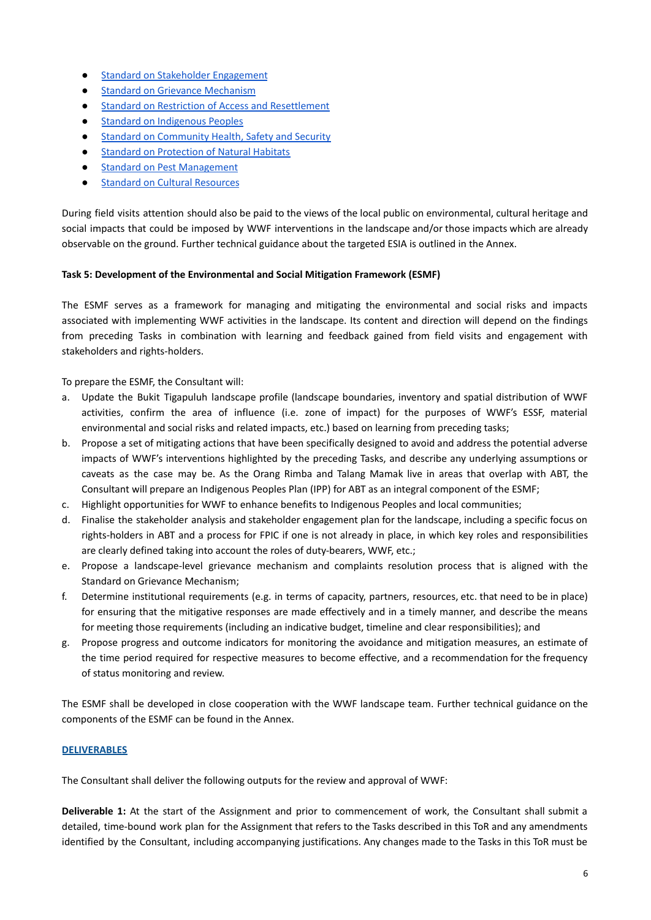- Standard on Stakeholder Engagement
- Standard on Grievance Mechanism
- Standard on Restriction of Access and Resettlement
- Standard on Indigenous Peoples
- Standard on Community Health, Safety and Security
- Standard on Protection of Natural Habitats
- Standard on Pest Management
- Standard on Cultural Resources

During field visits attention should also be paid to the views of the local public on environmental, cultural heritage and social impacts that could be imposed by WWF interventions in the landscape and/or those impacts which are already observable on the ground. Further technical guidance about the targeted ESIA is outlined in the Annex.

**Task 5: Development of the Environmental and Social Mitigation Framework (ESMF)**

The ESMF serves as a framework for managing and mitigating the environmental and social risks and impacts associated with implementing WWF activities in the landscape. Its content and direction will depend on the findings from preceding Tasks in combination with learning and feedback gained from field visits and engagement with stakeholders and rights-holders.

To prepare the ESMF, the Consultant will:

a. Update the Bukit Tigapuluh landscape profile (landscape boundaries, inventory and spatial distribution of WWF activities, confirm the area of influence (i.e. zone of impact) for the purposes of WWF's ESSF, material environmental and social risks and related impacts, etc.) based on learning from preceding tasks;
b. Propose a set of mitigating actions that have been specifically designed to avoid and address the potential adverse impacts of WWF's interventions highlighted by the preceding Tasks, and describe any underlying assumptions or caveats as the case may be. As the Orang Rimba and Talang Mamak live in areas that overlap with ABT, the Consultant will prepare an Indigenous Peoples Plan (IPP) for ABT as an integral component of the ESMF;
c. Highlight opportunities for WWF to enhance benefits to Indigenous Peoples and local communities;
d. Finalise the stakeholder analysis and stakeholder engagement plan for the landscape, including a specific focus on rights-holders in ABT and a process for FPIC if one is not already in place, in which key roles and responsibilities are clearly defined taking into account the roles of duty-bearers, WWF, etc.;
e. Propose a landscape-level grievance mechanism and complaints resolution process that is aligned with the Standard on Grievance Mechanism;
f. Determine institutional requirements (e.g. in terms of capacity, partners, resources, etc. that need to be in place) for ensuring that the mitigative responses are made effectively and in a timely manner, and describe the means for meeting those requirements (including an indicative budget, timeline and clear responsibilities); and
g. Propose progress and outcome indicators for monitoring the avoidance and mitigation measures, an estimate of the time period required for respective measures to become effective, and a recommendation for the frequency of status monitoring and review.

The ESMF shall be developed in close cooperation with the WWF landscape team. Further technical guidance on the components of the ESMF can be found in the Annex.

## DELIVERABLES

The Consultant shall deliver the following outputs for the review and approval of WWF:

**Deliverable 1:** At the start of the Assignment and prior to commencement of work, the Consultant shall submit a detailed, time-bound work plan for the Assignment that refers to the Tasks described in this ToR and any amendments identified by the Consultant, including accompanying justifications. Any changes made to the Tasks in this ToR must be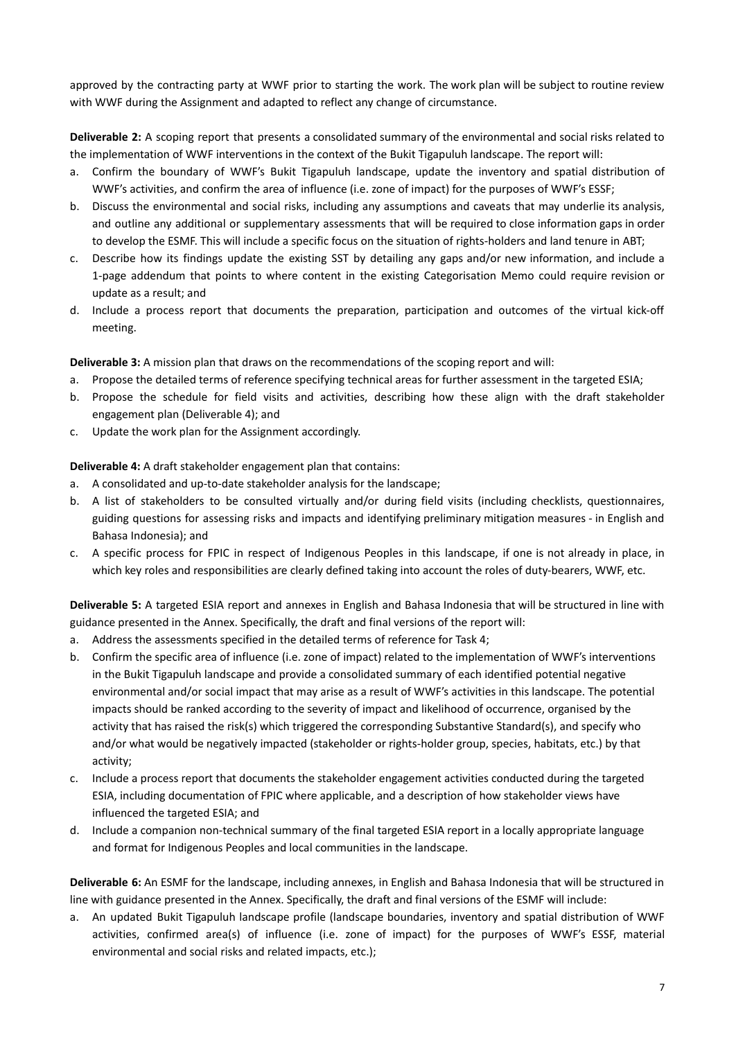approved by the contracting party at WWF prior to starting the work. The work plan will be subject to routine review with WWF during the Assignment and adapted to reflect any change of circumstance.

**Deliverable 2:** A scoping report that presents a consolidated summary of the environmental and social risks related to the implementation of WWF interventions in the context of the Bukit Tigapuluh landscape. The report will:

a. Confirm the boundary of WWF's Bukit Tigapuluh landscape, update the inventory and spatial distribution of WWF's activities, and confirm the area of influence (i.e. zone of impact) for the purposes of WWF's ESSF;
b. Discuss the environmental and social risks, including any assumptions and caveats that may underlie its analysis, and outline any additional or supplementary assessments that will be required to close information gaps in order to develop the ESMF. This will include a specific focus on the situation of rights-holders and land tenure in ABT;
c. Describe how its findings update the existing SST by detailing any gaps and/or new information, and include a 1-page addendum that points to where content in the existing Categorisation Memo could require revision or update as a result; and
d. Include a process report that documents the preparation, participation and outcomes of the virtual kick-off meeting.

**Deliverable 3:** A mission plan that draws on the recommendations of the scoping report and will:

a. Propose the detailed terms of reference specifying technical areas for further assessment in the targeted ESIA;
b. Propose the schedule for field visits and activities, describing how these align with the draft stakeholder engagement plan (Deliverable 4); and
c. Update the work plan for the Assignment accordingly.

**Deliverable 4:** A draft stakeholder engagement plan that contains:

a. A consolidated and up-to-date stakeholder analysis for the landscape;
b. A list of stakeholders to be consulted virtually and/or during field visits (including checklists, questionnaires, guiding questions for assessing risks and impacts and identifying preliminary mitigation measures - in English and Bahasa Indonesia); and
c. A specific process for FPIC in respect of Indigenous Peoples in this landscape, if one is not already in place, in which key roles and responsibilities are clearly defined taking into account the roles of duty-bearers, WWF, etc.

**Deliverable 5:** A targeted ESIA report and annexes in English and Bahasa Indonesia that will be structured in line with guidance presented in the Annex. Specifically, the draft and final versions of the report will:

a. Address the assessments specified in the detailed terms of reference for Task 4;
b. Confirm the specific area of influence (i.e. zone of impact) related to the implementation of WWF's interventions in the Bukit Tigapuluh landscape and provide a consolidated summary of each identified potential negative environmental and/or social impact that may arise as a result of WWF's activities in this landscape. The potential impacts should be ranked according to the severity of impact and likelihood of occurrence, organised by the activity that has raised the risk(s) which triggered the corresponding Substantive Standard(s), and specify who and/or what would be negatively impacted (stakeholder or rights-holder group, species, habitats, etc.) by that activity;
c. Include a process report that documents the stakeholder engagement activities conducted during the targeted ESIA, including documentation of FPIC where applicable, and a description of how stakeholder views have influenced the targeted ESIA; and
d. Include a companion non-technical summary of the final targeted ESIA report in a locally appropriate language and format for Indigenous Peoples and local communities in the landscape.

**Deliverable 6:** An ESMF for the landscape, including annexes, in English and Bahasa Indonesia that will be structured in line with guidance presented in the Annex. Specifically, the draft and final versions of the ESMF will include:

a. An updated Bukit Tigapuluh landscape profile (landscape boundaries, inventory and spatial distribution of WWF activities, confirmed area(s) of influence (i.e. zone of impact) for the purposes of WWF's ESSF, material environmental and social risks and related impacts, etc.);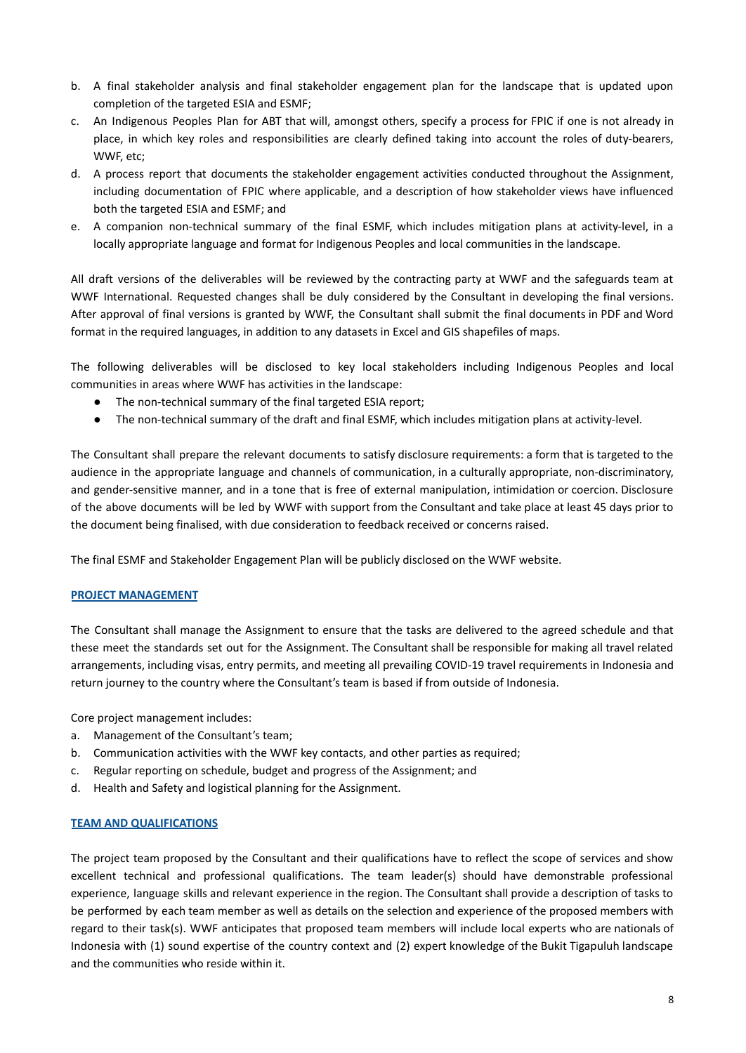b. A final stakeholder analysis and final stakeholder engagement plan for the landscape that is updated upon completion of the targeted ESIA and ESMF;
c. An Indigenous Peoples Plan for ABT that will, amongst others, specify a process for FPIC if one is not already in place, in which key roles and responsibilities are clearly defined taking into account the roles of duty-bearers, WWF, etc;
d. A process report that documents the stakeholder engagement activities conducted throughout the Assignment, including documentation of FPIC where applicable, and a description of how stakeholder views have influenced both the targeted ESIA and ESMF; and
e. A companion non-technical summary of the final ESMF, which includes mitigation plans at activity-level, in a locally appropriate language and format for Indigenous Peoples and local communities in the landscape.

All draft versions of the deliverables will be reviewed by the contracting party at WWF and the safeguards team at WWF International. Requested changes shall be duly considered by the Consultant in developing the final versions. After approval of final versions is granted by WWF, the Consultant shall submit the final documents in PDF and Word format in the required languages, in addition to any datasets in Excel and GIS shapefiles of maps.

The following deliverables will be disclosed to key local stakeholders including Indigenous Peoples and local communities in areas where WWF has activities in the landscape:

- The non-technical summary of the final targeted ESIA report;
- The non-technical summary of the draft and final ESMF, which includes mitigation plans at activity-level.

The Consultant shall prepare the relevant documents to satisfy disclosure requirements: a form that is targeted to the audience in the appropriate language and channels of communication, in a culturally appropriate, non-discriminatory, and gender-sensitive manner, and in a tone that is free of external manipulation, intimidation or coercion. Disclosure of the above documents will be led by WWF with support from the Consultant and take place at least 45 days prior to the document being finalised, with due consideration to feedback received or concerns raised.

The final ESMF and Stakeholder Engagement Plan will be publicly disclosed on the WWF website.

## PROJECT MANAGEMENT

The Consultant shall manage the Assignment to ensure that the tasks are delivered to the agreed schedule and that these meet the standards set out for the Assignment. The Consultant shall be responsible for making all travel related arrangements, including visas, entry permits, and meeting all prevailing COVID-19 travel requirements in Indonesia and return journey to the country where the Consultant's team is based if from outside of Indonesia.

Core project management includes:

a. Management of the Consultant's team;
b. Communication activities with the WWF key contacts, and other parties as required;
c. Regular reporting on schedule, budget and progress of the Assignment; and
d. Health and Safety and logistical planning for the Assignment.

## TEAM AND QUALIFICATIONS

The project team proposed by the Consultant and their qualifications have to reflect the scope of services and show excellent technical and professional qualifications. The team leader(s) should have demonstrable professional experience, language skills and relevant experience in the region. The Consultant shall provide a description of tasks to be performed by each team member as well as details on the selection and experience of the proposed members with regard to their task(s). WWF anticipates that proposed team members will include local experts who are nationals of Indonesia with (1) sound expertise of the country context and (2) expert knowledge of the Bukit Tigapuluh landscape and the communities who reside within it.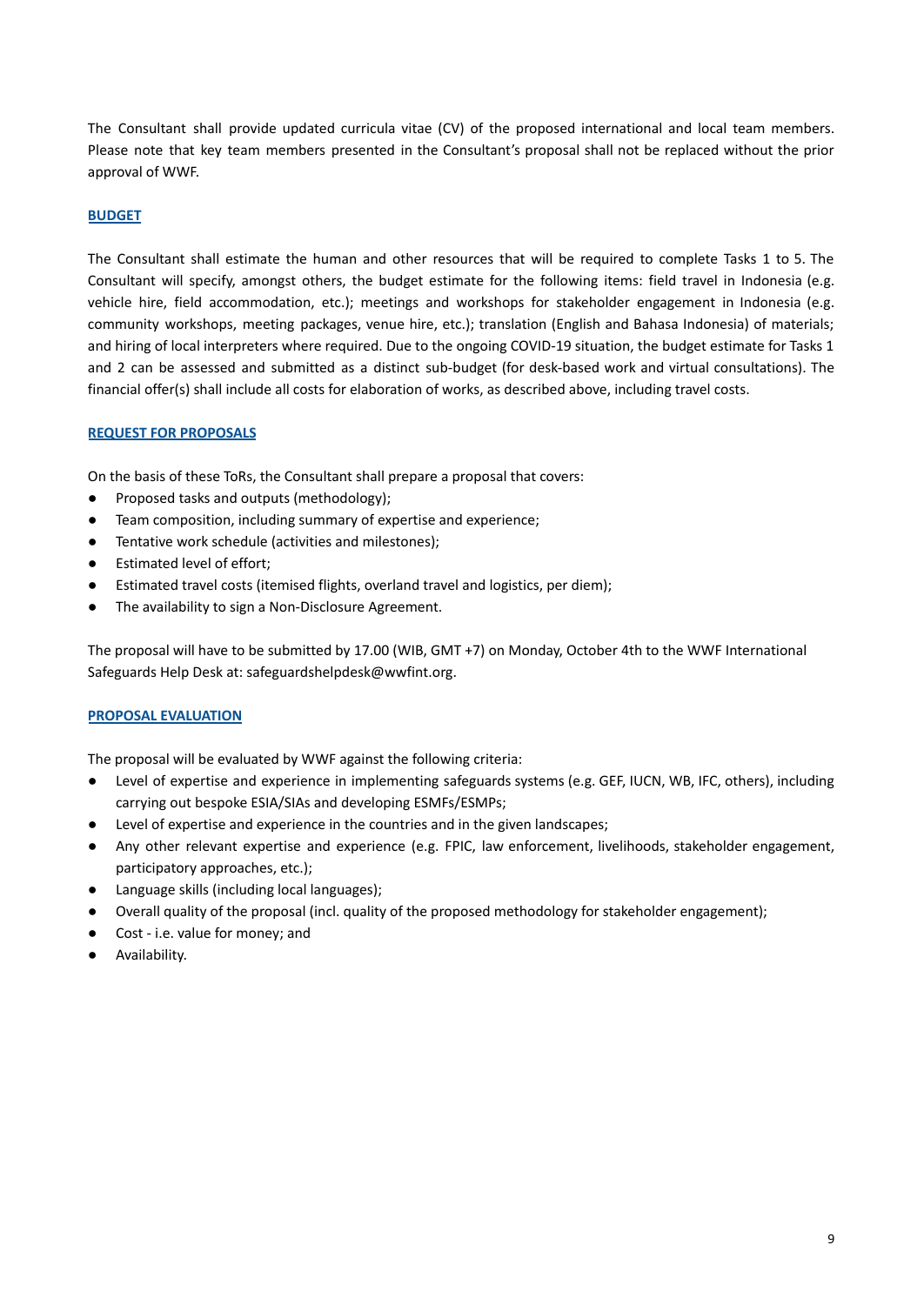The Consultant shall provide updated curricula vitae (CV) of the proposed international and local team members. Please note that key team members presented in the Consultant's proposal shall not be replaced without the prior approval of WWF.

## BUDGET

The Consultant shall estimate the human and other resources that will be required to complete Tasks 1 to 5. The Consultant will specify, amongst others, the budget estimate for the following items: field travel in Indonesia (e.g. vehicle hire, field accommodation, etc.); meetings and workshops for stakeholder engagement in Indonesia (e.g. community workshops, meeting packages, venue hire, etc.); translation (English and Bahasa Indonesia) of materials; and hiring of local interpreters where required. Due to the ongoing COVID-19 situation, the budget estimate for Tasks 1 and 2 can be assessed and submitted as a distinct sub-budget (for desk-based work and virtual consultations). The financial offer(s) shall include all costs for elaboration of works, as described above, including travel costs.

## REQUEST FOR PROPOSALS

On the basis of these ToRs, the Consultant shall prepare a proposal that covers:

- Proposed tasks and outputs (methodology);
- Team composition, including summary of expertise and experience;
- Tentative work schedule (activities and milestones);
- Estimated level of effort;
- Estimated travel costs (itemised flights, overland travel and logistics, per diem);
- The availability to sign a Non-Disclosure Agreement.

The proposal will have to be submitted by 17.00 (WIB, GMT +7) on Monday, October 4th to the WWF International Safeguards Help Desk at: safeguardshelpdesk@wwfint.org.

## PROPOSAL EVALUATION

The proposal will be evaluated by WWF against the following criteria:

- Level of expertise and experience in implementing safeguards systems (e.g. GEF, IUCN, WB, IFC, others), including carrying out bespoke ESIA/SIAs and developing ESMFs/ESMPs;
- Level of expertise and experience in the countries and in the given landscapes;
- Any other relevant expertise and experience (e.g. FPIC, law enforcement, livelihoods, stakeholder engagement, participatory approaches, etc.);
- Language skills (including local languages);
- Overall quality of the proposal (incl. quality of the proposed methodology for stakeholder engagement);
- Cost - i.e. value for money; and
- Availability.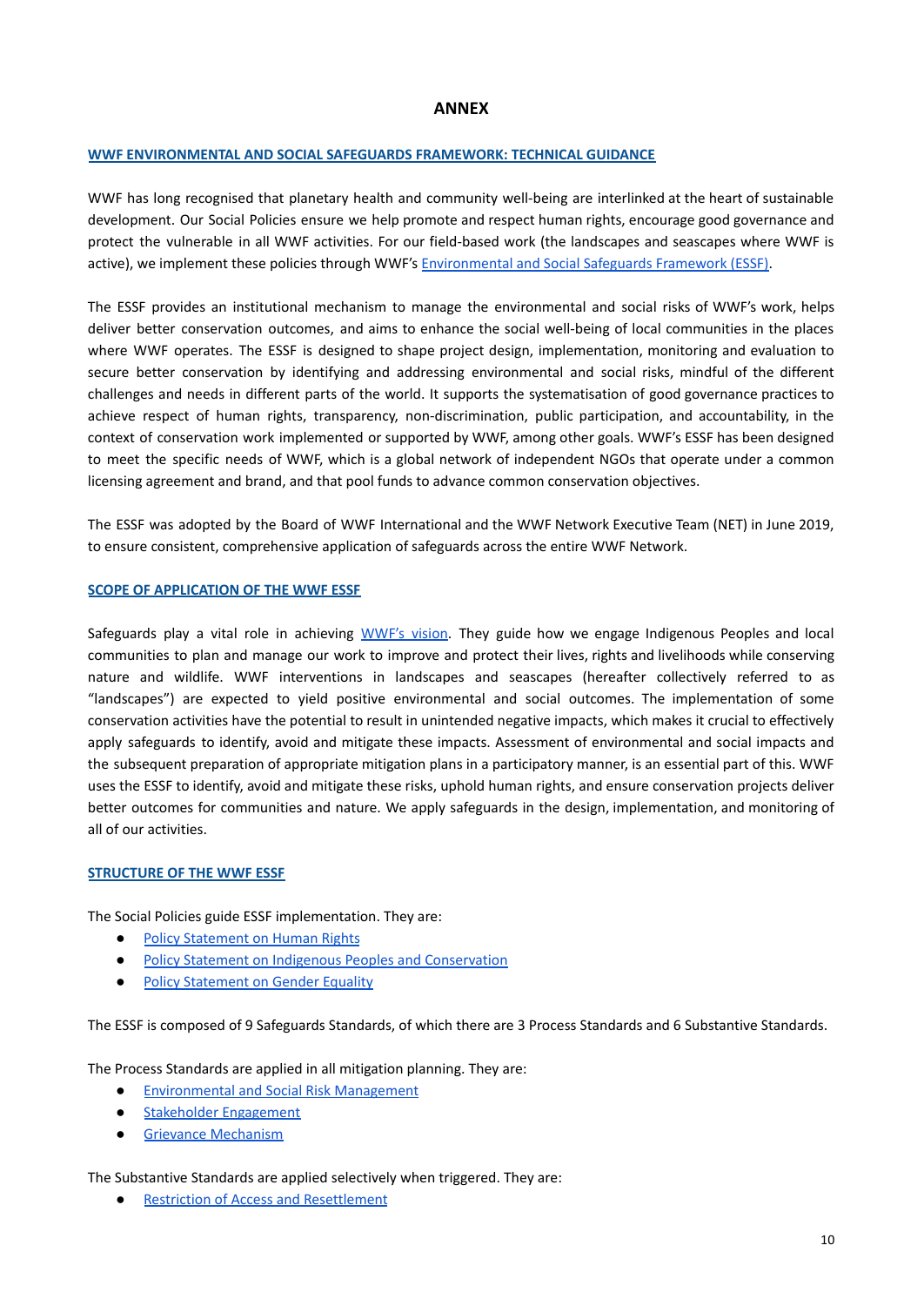# ANNEX

## WWF ENVIRONMENTAL AND SOCIAL SAFEGUARDS FRAMEWORK: TECHNICAL GUIDANCE

WWF has long recognised that planetary health and community well-being are interlinked at the heart of sustainable development. Our Social Policies ensure we help promote and respect human rights, encourage good governance and protect the vulnerable in all WWF activities. For our field-based work (the landscapes and seascapes where WWF is active), we implement these policies through WWF's Environmental and Social Safeguards Framework (ESSF).

The ESSF provides an institutional mechanism to manage the environmental and social risks of WWF's work, helps deliver better conservation outcomes, and aims to enhance the social well-being of local communities in the places where WWF operates. The ESSF is designed to shape project design, implementation, monitoring and evaluation to secure better conservation by identifying and addressing environmental and social risks, mindful of the different challenges and needs in different parts of the world. It supports the systematisation of good governance practices to achieve respect of human rights, transparency, non-discrimination, public participation, and accountability, in the context of conservation work implemented or supported by WWF, among other goals. WWF's ESSF has been designed to meet the specific needs of WWF, which is a global network of independent NGOs that operate under a common licensing agreement and brand, and that pool funds to advance common conservation objectives.

The ESSF was adopted by the Board of WWF International and the WWF Network Executive Team (NET) in June 2019, to ensure consistent, comprehensive application of safeguards across the entire WWF Network.

## SCOPE OF APPLICATION OF THE WWF ESSF

Safeguards play a vital role in achieving WWF's vision. They guide how we engage Indigenous Peoples and local communities to plan and manage our work to improve and protect their lives, rights and livelihoods while conserving nature and wildlife. WWF interventions in landscapes and seascapes (hereafter collectively referred to as "landscapes") are expected to yield positive environmental and social outcomes. The implementation of some conservation activities have the potential to result in unintended negative impacts, which makes it crucial to effectively apply safeguards to identify, avoid and mitigate these impacts. Assessment of environmental and social impacts and the subsequent preparation of appropriate mitigation plans in a participatory manner, is an essential part of this. WWF uses the ESSF to identify, avoid and mitigate these risks, uphold human rights, and ensure conservation projects deliver better outcomes for communities and nature. We apply safeguards in the design, implementation, and monitoring of all of our activities.

## STRUCTURE OF THE WWF ESSF

The Social Policies guide ESSF implementation. They are:

- Policy Statement on Human Rights
- Policy Statement on Indigenous Peoples and Conservation
- Policy Statement on Gender Equality

The ESSF is composed of 9 Safeguards Standards, of which there are 3 Process Standards and 6 Substantive Standards.

The Process Standards are applied in all mitigation planning. They are:

- Environmental and Social Risk Management
- Stakeholder Engagement
- Grievance Mechanism

The Substantive Standards are applied selectively when triggered. They are:

- Restriction of Access and Resettlement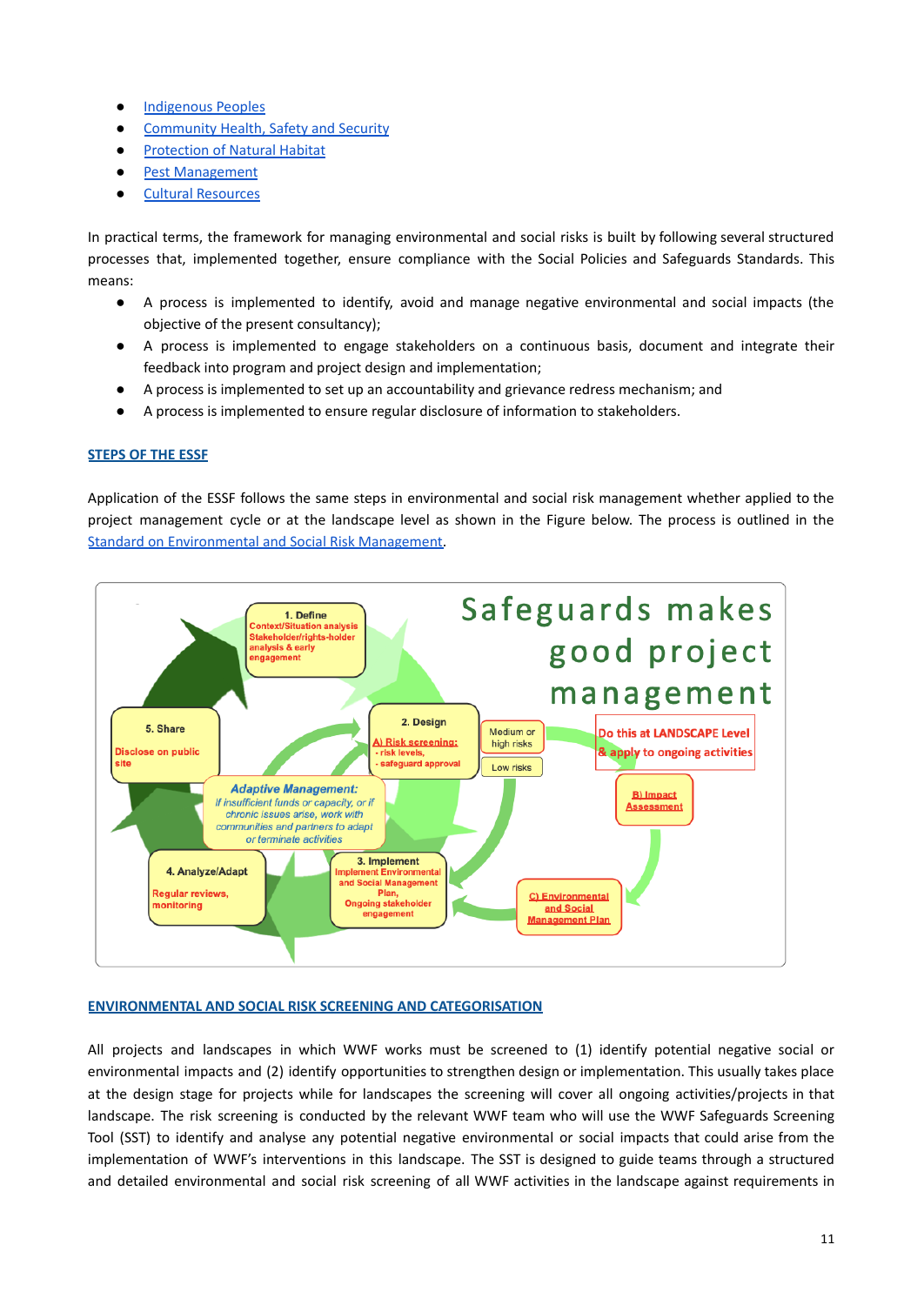- Indigenous Peoples
- Community Health, Safety and Security
- Protection of Natural Habitat
- Pest Management
- Cultural Resources

In practical terms, the framework for managing environmental and social risks is built by following several structured processes that, implemented together, ensure compliance with the Social Policies and Safeguards Standards. This means:

- A process is implemented to identify, avoid and manage negative environmental and social impacts (the objective of the present consultancy);
- A process is implemented to engage stakeholders on a continuous basis, document and integrate their feedback into program and project design and implementation;
- A process is implemented to set up an accountability and grievance redress mechanism; and
- A process is implemented to ensure regular disclosure of information to stakeholders.

## STEPS OF THE ESSF

Application of the ESSF follows the same steps in environmental and social risk management whether applied to the project management cycle or at the landscape level as shown in the Figure below. The process is outlined in the Standard on Environmental and Social Risk Management.

Safeguards makes good project management

1. Define: Context/Situation analysis, Stakeholder/rights-holder analysis & early engagement

2. Design: A) Risk screening: - risk levels, - safeguard approval

Medium or high risks / Low risks

Do this at LANDSCAPE Level & apply to ongoing activities

B) Impact Assessment

C) Environmental and Social Management Plan

3. Implement: Implement Environmental and Social Management Plan, Ongoing stakeholder engagement

4. Analyze/Adapt: Regular reviews, monitoring

5. Share: Disclose on public site

*Adaptive Management: If insufficient funds or capacity, or if chronic issues arise, work with communities and partners to adapt or terminate activities*

## ENVIRONMENTAL AND SOCIAL RISK SCREENING AND CATEGORISATION

All projects and landscapes in which WWF works must be screened to (1) identify potential negative social or environmental impacts and (2) identify opportunities to strengthen design or implementation. This usually takes place at the design stage for projects while for landscapes the screening will cover all ongoing activities/projects in that landscape. The risk screening is conducted by the relevant WWF team who will use the WWF Safeguards Screening Tool (SST) to identify and analyse any potential negative environmental or social impacts that could arise from the implementation of WWF's interventions in this landscape. The SST is designed to guide teams through a structured and detailed environmental and social risk screening of all WWF activities in the landscape against requirements in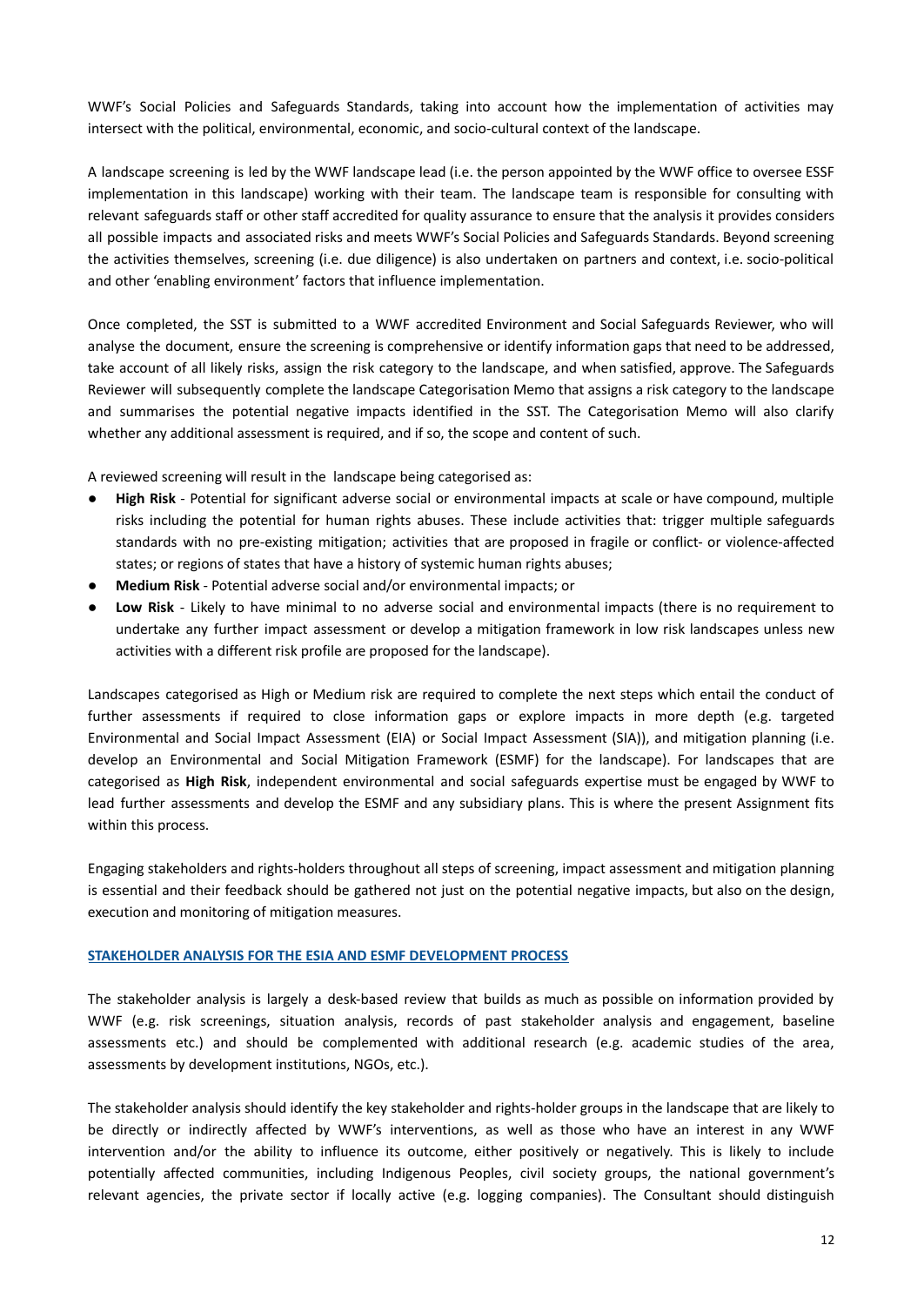WWF's Social Policies and Safeguards Standards, taking into account how the implementation of activities may intersect with the political, environmental, economic, and socio-cultural context of the landscape.

A landscape screening is led by the WWF landscape lead (i.e. the person appointed by the WWF office to oversee ESSF implementation in this landscape) working with their team. The landscape team is responsible for consulting with relevant safeguards staff or other staff accredited for quality assurance to ensure that the analysis it provides considers all possible impacts and associated risks and meets WWF's Social Policies and Safeguards Standards. Beyond screening the activities themselves, screening (i.e. due diligence) is also undertaken on partners and context, i.e. socio-political and other 'enabling environment' factors that influence implementation.

Once completed, the SST is submitted to a WWF accredited Environment and Social Safeguards Reviewer, who will analyse the document, ensure the screening is comprehensive or identify information gaps that need to be addressed, take account of all likely risks, assign the risk category to the landscape, and when satisfied, approve. The Safeguards Reviewer will subsequently complete the landscape Categorisation Memo that assigns a risk category to the landscape and summarises the potential negative impacts identified in the SST. The Categorisation Memo will also clarify whether any additional assessment is required, and if so, the scope and content of such.

A reviewed screening will result in the landscape being categorised as:

- **High Risk** - Potential for significant adverse social or environmental impacts at scale or have compound, multiple risks including the potential for human rights abuses. These include activities that: trigger multiple safeguards standards with no pre-existing mitigation; activities that are proposed in fragile or conflict- or violence-affected states; or regions of states that have a history of systemic human rights abuses;
- **Medium Risk** - Potential adverse social and/or environmental impacts; or
- **Low Risk** - Likely to have minimal to no adverse social and environmental impacts (there is no requirement to undertake any further impact assessment or develop a mitigation framework in low risk landscapes unless new activities with a different risk profile are proposed for the landscape).

Landscapes categorised as High or Medium risk are required to complete the next steps which entail the conduct of further assessments if required to close information gaps or explore impacts in more depth (e.g. targeted Environmental and Social Impact Assessment (EIA) or Social Impact Assessment (SIA)), and mitigation planning (i.e. develop an Environmental and Social Mitigation Framework (ESMF) for the landscape). For landscapes that are categorised as **High Risk**, independent environmental and social safeguards expertise must be engaged by WWF to lead further assessments and develop the ESMF and any subsidiary plans. This is where the present Assignment fits within this process.

Engaging stakeholders and rights-holders throughout all steps of screening, impact assessment and mitigation planning is essential and their feedback should be gathered not just on the potential negative impacts, but also on the design, execution and monitoring of mitigation measures.

## STAKEHOLDER ANALYSIS FOR THE ESIA AND ESMF DEVELOPMENT PROCESS

The stakeholder analysis is largely a desk-based review that builds as much as possible on information provided by WWF (e.g. risk screenings, situation analysis, records of past stakeholder analysis and engagement, baseline assessments etc.) and should be complemented with additional research (e.g. academic studies of the area, assessments by development institutions, NGOs, etc.).

The stakeholder analysis should identify the key stakeholder and rights-holder groups in the landscape that are likely to be directly or indirectly affected by WWF's interventions, as well as those who have an interest in any WWF intervention and/or the ability to influence its outcome, either positively or negatively. This is likely to include potentially affected communities, including Indigenous Peoples, civil society groups, the national government's relevant agencies, the private sector if locally active (e.g. logging companies). The Consultant should distinguish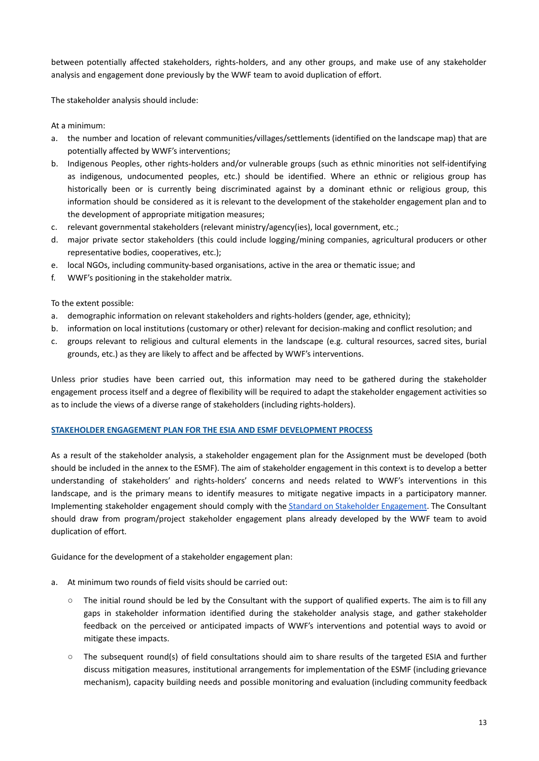between potentially affected stakeholders, rights-holders, and any other groups, and make use of any stakeholder analysis and engagement done previously by the WWF team to avoid duplication of effort.

The stakeholder analysis should include:

At a minimum:

a. the number and location of relevant communities/villages/settlements (identified on the landscape map) that are potentially affected by WWF's interventions;
b. Indigenous Peoples, other rights-holders and/or vulnerable groups (such as ethnic minorities not self-identifying as indigenous, undocumented peoples, etc.) should be identified. Where an ethnic or religious group has historically been or is currently being discriminated against by a dominant ethnic or religious group, this information should be considered as it is relevant to the development of the stakeholder engagement plan and to the development of appropriate mitigation measures;
c. relevant governmental stakeholders (relevant ministry/agency(ies), local government, etc.;
d. major private sector stakeholders (this could include logging/mining companies, agricultural producers or other representative bodies, cooperatives, etc.);
e. local NGOs, including community-based organisations, active in the area or thematic issue; and
f. WWF's positioning in the stakeholder matrix.

To the extent possible:

a. demographic information on relevant stakeholders and rights-holders (gender, age, ethnicity);
b. information on local institutions (customary or other) relevant for decision-making and conflict resolution; and
c. groups relevant to religious and cultural elements in the landscape (e.g. cultural resources, sacred sites, burial grounds, etc.) as they are likely to affect and be affected by WWF's interventions.

Unless prior studies have been carried out, this information may need to be gathered during the stakeholder engagement process itself and a degree of flexibility will be required to adapt the stakeholder engagement activities so as to include the views of a diverse range of stakeholders (including rights-holders).

## STAKEHOLDER ENGAGEMENT PLAN FOR THE ESIA AND ESMF DEVELOPMENT PROCESS

As a result of the stakeholder analysis, a stakeholder engagement plan for the Assignment must be developed (both should be included in the annex to the ESMF). The aim of stakeholder engagement in this context is to develop a better understanding of stakeholders' and rights-holders' concerns and needs related to WWF's interventions in this landscape, and is the primary means to identify measures to mitigate negative impacts in a participatory manner. Implementing stakeholder engagement should comply with the Standard on Stakeholder Engagement. The Consultant should draw from program/project stakeholder engagement plans already developed by the WWF team to avoid duplication of effort.

Guidance for the development of a stakeholder engagement plan:

a. At minimum two rounds of field visits should be carried out:
   - The initial round should be led by the Consultant with the support of qualified experts. The aim is to fill any gaps in stakeholder information identified during the stakeholder analysis stage, and gather stakeholder feedback on the perceived or anticipated impacts of WWF's interventions and potential ways to avoid or mitigate these impacts.
   - The subsequent round(s) of field consultations should aim to share results of the targeted ESIA and further discuss mitigation measures, institutional arrangements for implementation of the ESMF (including grievance mechanism), capacity building needs and possible monitoring and evaluation (including community feedback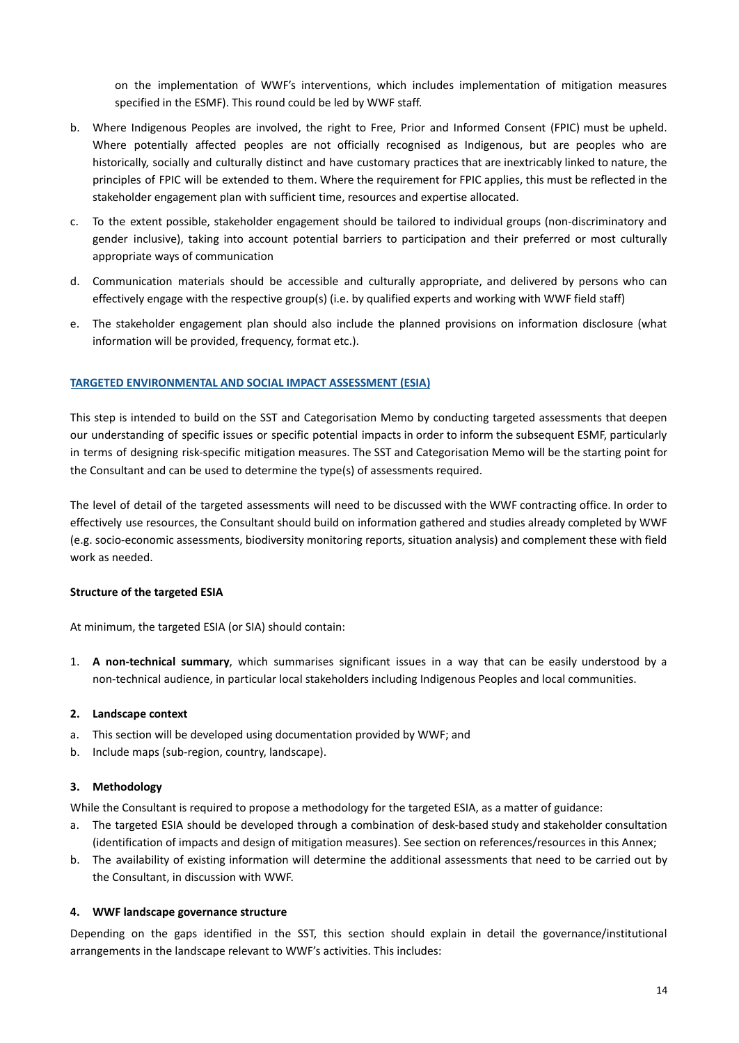on the implementation of WWF's interventions, which includes implementation of mitigation measures specified in the ESMF). This round could be led by WWF staff.

b. Where Indigenous Peoples are involved, the right to Free, Prior and Informed Consent (FPIC) must be upheld. Where potentially affected peoples are not officially recognised as Indigenous, but are peoples who are historically, socially and culturally distinct and have customary practices that are inextricably linked to nature, the principles of FPIC will be extended to them. Where the requirement for FPIC applies, this must be reflected in the stakeholder engagement plan with sufficient time, resources and expertise allocated.

c. To the extent possible, stakeholder engagement should be tailored to individual groups (non-discriminatory and gender inclusive), taking into account potential barriers to participation and their preferred or most culturally appropriate ways of communication

d. Communication materials should be accessible and culturally appropriate, and delivered by persons who can effectively engage with the respective group(s) (i.e. by qualified experts and working with WWF field staff)

e. The stakeholder engagement plan should also include the planned provisions on information disclosure (what information will be provided, frequency, format etc.).

## TARGETED ENVIRONMENTAL AND SOCIAL IMPACT ASSESSMENT (ESIA)

This step is intended to build on the SST and Categorisation Memo by conducting targeted assessments that deepen our understanding of specific issues or specific potential impacts in order to inform the subsequent ESMF, particularly in terms of designing risk-specific mitigation measures. The SST and Categorisation Memo will be the starting point for the Consultant and can be used to determine the type(s) of assessments required.

The level of detail of the targeted assessments will need to be discussed with the WWF contracting office. In order to effectively use resources, the Consultant should build on information gathered and studies already completed by WWF (e.g. socio-economic assessments, biodiversity monitoring reports, situation analysis) and complement these with field work as needed.

### Structure of the targeted ESIA

At minimum, the targeted ESIA (or SIA) should contain:

1. **A non-technical summary**, which summarises significant issues in a way that can be easily understood by a non-technical audience, in particular local stakeholders including Indigenous Peoples and local communities.

**2. Landscape context**

a. This section will be developed using documentation provided by WWF; and
b. Include maps (sub-region, country, landscape).

**3. Methodology**

While the Consultant is required to propose a methodology for the targeted ESIA, as a matter of guidance:

a. The targeted ESIA should be developed through a combination of desk-based study and stakeholder consultation (identification of impacts and design of mitigation measures). See section on references/resources in this Annex;
b. The availability of existing information will determine the additional assessments that need to be carried out by the Consultant, in discussion with WWF.

**4. WWF landscape governance structure**

Depending on the gaps identified in the SST, this section should explain in detail the governance/institutional arrangements in the landscape relevant to WWF's activities. This includes: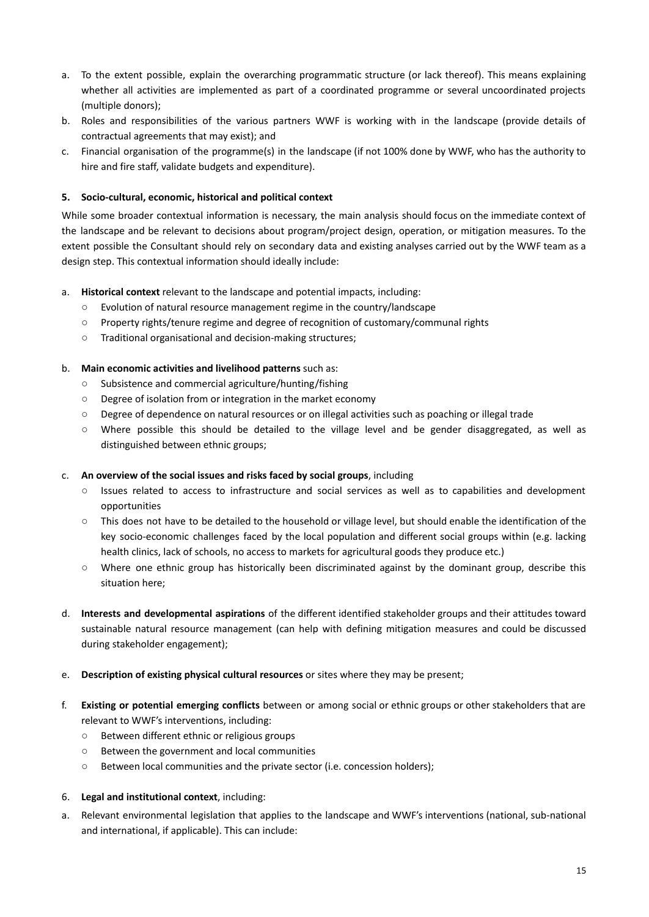a. To the extent possible, explain the overarching programmatic structure (or lack thereof). This means explaining whether all activities are implemented as part of a coordinated programme or several uncoordinated projects (multiple donors);
b. Roles and responsibilities of the various partners WWF is working with in the landscape (provide details of contractual agreements that may exist); and
c. Financial organisation of the programme(s) in the landscape (if not 100% done by WWF, who has the authority to hire and fire staff, validate budgets and expenditure).

**5. Socio-cultural, economic, historical and political context**

While some broader contextual information is necessary, the main analysis should focus on the immediate context of the landscape and be relevant to decisions about program/project design, operation, or mitigation measures. To the extent possible the Consultant should rely on secondary data and existing analyses carried out by the WWF team as a design step. This contextual information should ideally include:

a. **Historical context** relevant to the landscape and potential impacts, including:
   - Evolution of natural resource management regime in the country/landscape
   - Property rights/tenure regime and degree of recognition of customary/communal rights
   - Traditional organisational and decision-making structures;

b. **Main economic activities and livelihood patterns** such as:
   - Subsistence and commercial agriculture/hunting/fishing
   - Degree of isolation from or integration in the market economy
   - Degree of dependence on natural resources or on illegal activities such as poaching or illegal trade
   - Where possible this should be detailed to the village level and be gender disaggregated, as well as distinguished between ethnic groups;

c. **An overview of the social issues and risks faced by social groups**, including
   - Issues related to access to infrastructure and social services as well as to capabilities and development opportunities
   - This does not have to be detailed to the household or village level, but should enable the identification of the key socio-economic challenges faced by the local population and different social groups within (e.g. lacking health clinics, lack of schools, no access to markets for agricultural goods they produce etc.)
   - Where one ethnic group has historically been discriminated against by the dominant group, describe this situation here;

d. **Interests and developmental aspirations** of the different identified stakeholder groups and their attitudes toward sustainable natural resource management (can help with defining mitigation measures and could be discussed during stakeholder engagement);

e. **Description of existing physical cultural resources** or sites where they may be present;

f. **Existing or potential emerging conflicts** between or among social or ethnic groups or other stakeholders that are relevant to WWF's interventions, including:
   - Between different ethnic or religious groups
   - Between the government and local communities
   - Between local communities and the private sector (i.e. concession holders);

6. **Legal and institutional context**, including:

a. Relevant environmental legislation that applies to the landscape and WWF's interventions (national, sub-national and international, if applicable). This can include: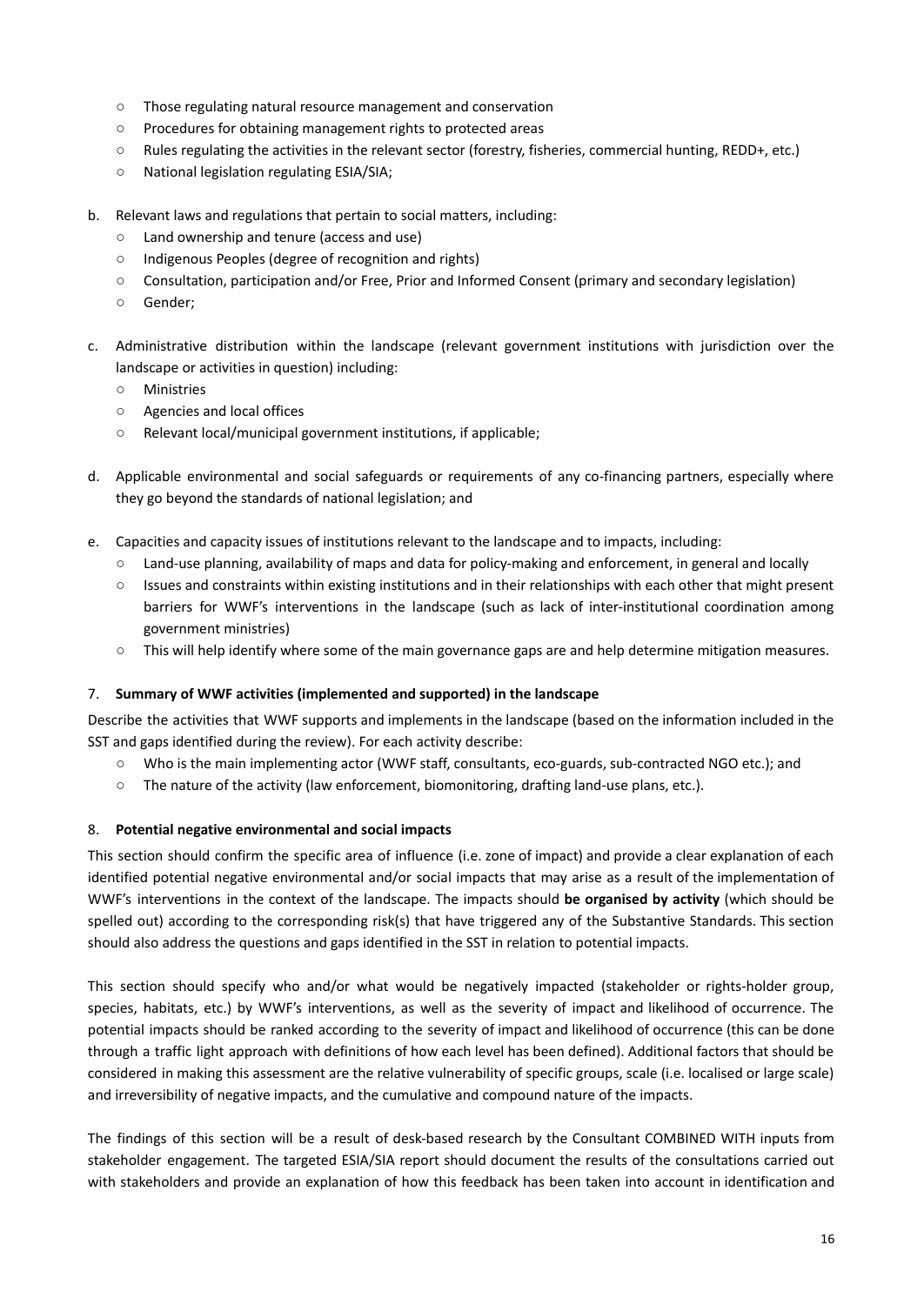- Those regulating natural resource management and conservation
- Procedures for obtaining management rights to protected areas
- Rules regulating the activities in the relevant sector (forestry, fisheries, commercial hunting, REDD+, etc.)
- National legislation regulating ESIA/SIA;

b. Relevant laws and regulations that pertain to social matters, including:
   - Land ownership and tenure (access and use)
   - Indigenous Peoples (degree of recognition and rights)
   - Consultation, participation and/or Free, Prior and Informed Consent (primary and secondary legislation)
   - Gender;

c. Administrative distribution within the landscape (relevant government institutions with jurisdiction over the landscape or activities in question) including:
   - Ministries
   - Agencies and local offices
   - Relevant local/municipal government institutions, if applicable;

d. Applicable environmental and social safeguards or requirements of any co-financing partners, especially where they go beyond the standards of national legislation; and

e. Capacities and capacity issues of institutions relevant to the landscape and to impacts, including:
   - Land-use planning, availability of maps and data for policy-making and enforcement, in general and locally
   - Issues and constraints within existing institutions and in their relationships with each other that might present barriers for WWF's interventions in the landscape (such as lack of inter-institutional coordination among government ministries)
   - This will help identify where some of the main governance gaps are and help determine mitigation measures.

7. **Summary of WWF activities (implemented and supported) in the landscape**

Describe the activities that WWF supports and implements in the landscape (based on the information included in the SST and gaps identified during the review). For each activity describe:

- Who is the main implementing actor (WWF staff, consultants, eco-guards, sub-contracted NGO etc.); and
- The nature of the activity (law enforcement, biomonitoring, drafting land-use plans, etc.).

8. **Potential negative environmental and social impacts**

This section should confirm the specific area of influence (i.e. zone of impact) and provide a clear explanation of each identified potential negative environmental and/or social impacts that may arise as a result of the implementation of WWF's interventions in the context of the landscape. The impacts should **be organised by activity** (which should be spelled out) according to the corresponding risk(s) that have triggered any of the Substantive Standards. This section should also address the questions and gaps identified in the SST in relation to potential impacts.

This section should specify who and/or what would be negatively impacted (stakeholder or rights-holder group, species, habitats, etc.) by WWF's interventions, as well as the severity of impact and likelihood of occurrence. The potential impacts should be ranked according to the severity of impact and likelihood of occurrence (this can be done through a traffic light approach with definitions of how each level has been defined). Additional factors that should be considered in making this assessment are the relative vulnerability of specific groups, scale (i.e. localised or large scale) and irreversibility of negative impacts, and the cumulative and compound nature of the impacts.

The findings of this section will be a result of desk-based research by the Consultant COMBINED WITH inputs from stakeholder engagement. The targeted ESIA/SIA report should document the results of the consultations carried out with stakeholders and provide an explanation of how this feedback has been taken into account in identification and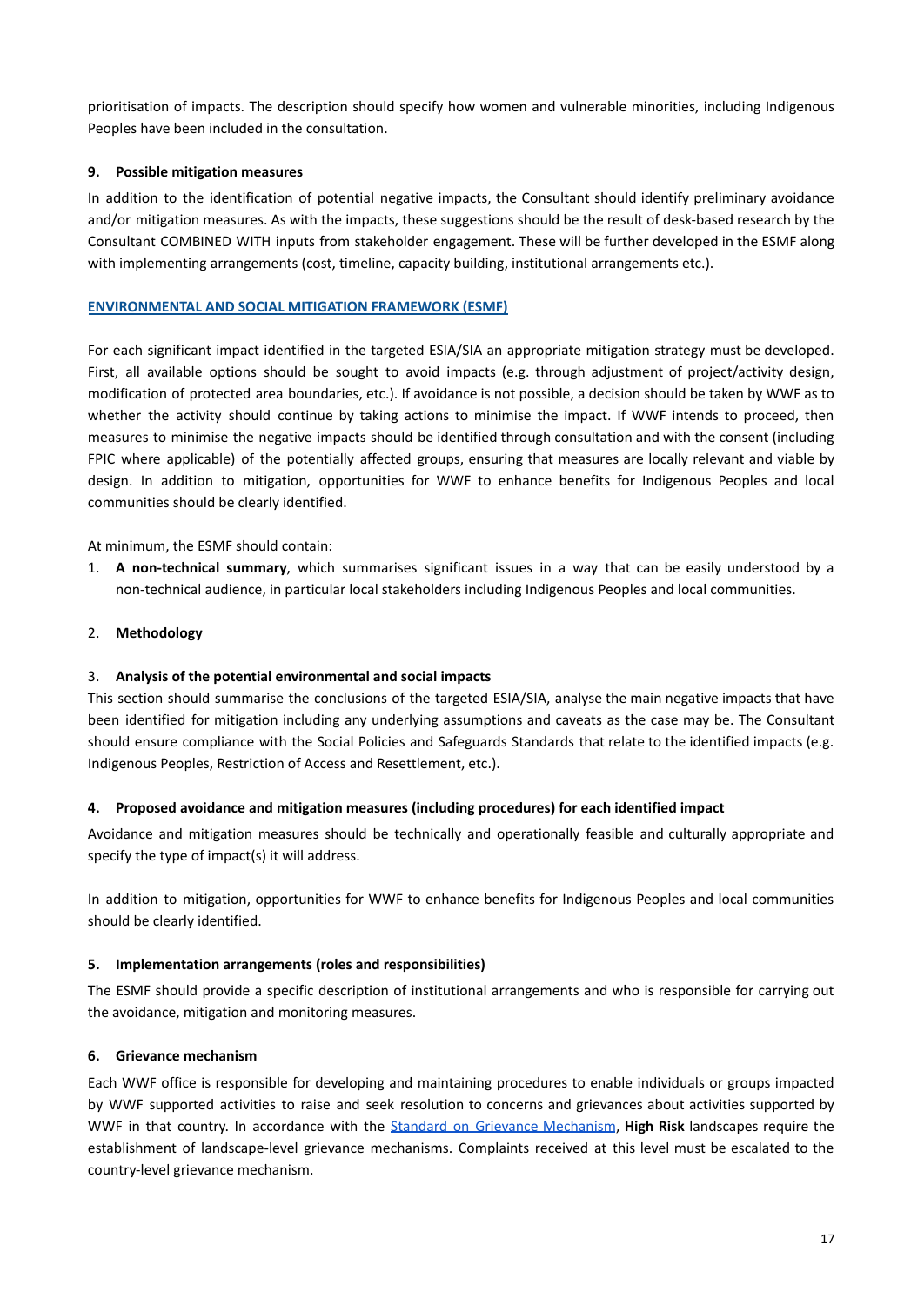prioritisation of impacts. The description should specify how women and vulnerable minorities, including Indigenous Peoples have been included in the consultation.

**9. Possible mitigation measures**

In addition to the identification of potential negative impacts, the Consultant should identify preliminary avoidance and/or mitigation measures. As with the impacts, these suggestions should be the result of desk-based research by the Consultant COMBINED WITH inputs from stakeholder engagement. These will be further developed in the ESMF along with implementing arrangements (cost, timeline, capacity building, institutional arrangements etc.).

**ENVIRONMENTAL AND SOCIAL MITIGATION FRAMEWORK (ESMF)**

For each significant impact identified in the targeted ESIA/SIA an appropriate mitigation strategy must be developed. First, all available options should be sought to avoid impacts (e.g. through adjustment of project/activity design, modification of protected area boundaries, etc.). If avoidance is not possible, a decision should be taken by WWF as to whether the activity should continue by taking actions to minimise the impact. If WWF intends to proceed, then measures to minimise the negative impacts should be identified through consultation and with the consent (including FPIC where applicable) of the potentially affected groups, ensuring that measures are locally relevant and viable by design. In addition to mitigation, opportunities for WWF to enhance benefits for Indigenous Peoples and local communities should be clearly identified.

At minimum, the ESMF should contain:

1. **A non-technical summary**, which summarises significant issues in a way that can be easily understood by a non-technical audience, in particular local stakeholders including Indigenous Peoples and local communities.

2. **Methodology**

3. **Analysis of the potential environmental and social impacts**

This section should summarise the conclusions of the targeted ESIA/SIA, analyse the main negative impacts that have been identified for mitigation including any underlying assumptions and caveats as the case may be. The Consultant should ensure compliance with the Social Policies and Safeguards Standards that relate to the identified impacts (e.g. Indigenous Peoples, Restriction of Access and Resettlement, etc.).

**4. Proposed avoidance and mitigation measures (including procedures) for each identified impact**

Avoidance and mitigation measures should be technically and operationally feasible and culturally appropriate and specify the type of impact(s) it will address.

In addition to mitigation, opportunities for WWF to enhance benefits for Indigenous Peoples and local communities should be clearly identified.

**5. Implementation arrangements (roles and responsibilities)**

The ESMF should provide a specific description of institutional arrangements and who is responsible for carrying out the avoidance, mitigation and monitoring measures.

**6. Grievance mechanism**

Each WWF office is responsible for developing and maintaining procedures to enable individuals or groups impacted by WWF supported activities to raise and seek resolution to concerns and grievances about activities supported by WWF in that country. In accordance with the Standard on Grievance Mechanism, **High Risk** landscapes require the establishment of landscape-level grievance mechanisms. Complaints received at this level must be escalated to the country-level grievance mechanism.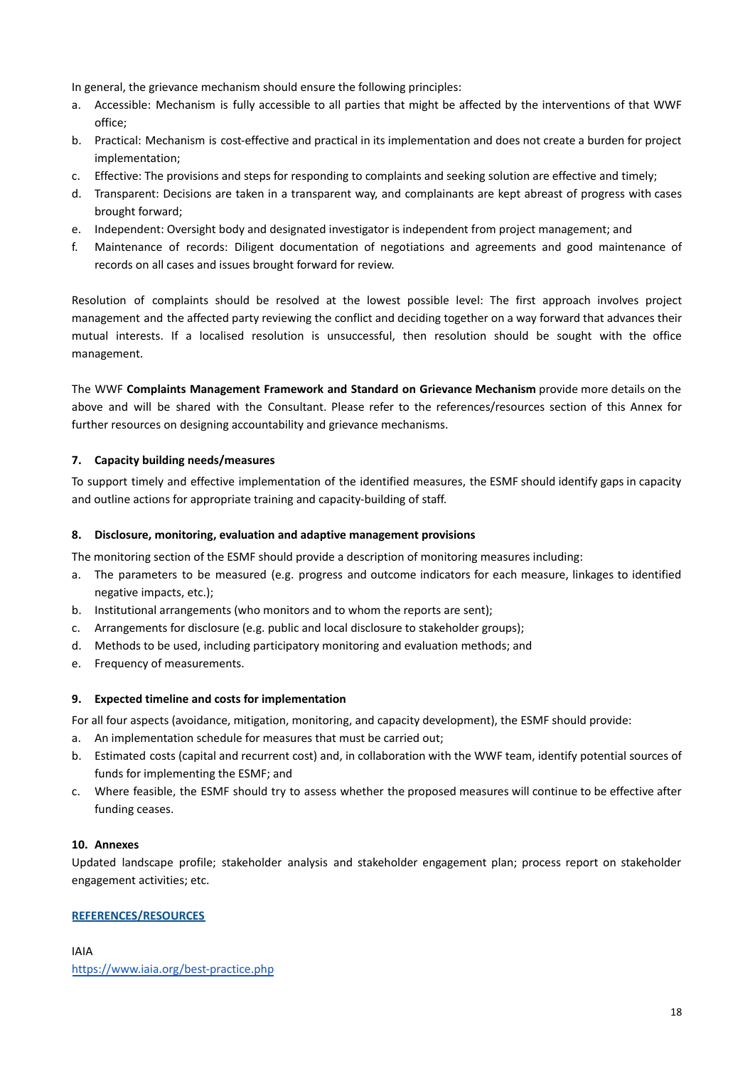In general, the grievance mechanism should ensure the following principles:

a. Accessible: Mechanism is fully accessible to all parties that might be affected by the interventions of that WWF office;
b. Practical: Mechanism is cost-effective and practical in its implementation and does not create a burden for project implementation;
c. Effective: The provisions and steps for responding to complaints and seeking solution are effective and timely;
d. Transparent: Decisions are taken in a transparent way, and complainants are kept abreast of progress with cases brought forward;
e. Independent: Oversight body and designated investigator is independent from project management; and
f. Maintenance of records: Diligent documentation of negotiations and agreements and good maintenance of records on all cases and issues brought forward for review.

Resolution of complaints should be resolved at the lowest possible level: The first approach involves project management and the affected party reviewing the conflict and deciding together on a way forward that advances their mutual interests. If a localised resolution is unsuccessful, then resolution should be sought with the office management.

The WWF **Complaints Management Framework and Standard on Grievance Mechanism** provide more details on the above and will be shared with the Consultant. Please refer to the references/resources section of this Annex for further resources on designing accountability and grievance mechanisms.

### 7. Capacity building needs/measures

To support timely and effective implementation of the identified measures, the ESMF should identify gaps in capacity and outline actions for appropriate training and capacity-building of staff.

### 8. Disclosure, monitoring, evaluation and adaptive management provisions

The monitoring section of the ESMF should provide a description of monitoring measures including:

a. The parameters to be measured (e.g. progress and outcome indicators for each measure, linkages to identified negative impacts, etc.);
b. Institutional arrangements (who monitors and to whom the reports are sent);
c. Arrangements for disclosure (e.g. public and local disclosure to stakeholder groups);
d. Methods to be used, including participatory monitoring and evaluation methods; and
e. Frequency of measurements.

### 9. Expected timeline and costs for implementation

For all four aspects (avoidance, mitigation, monitoring, and capacity development), the ESMF should provide:

a. An implementation schedule for measures that must be carried out;
b. Estimated costs (capital and recurrent cost) and, in collaboration with the WWF team, identify potential sources of funds for implementing the ESMF; and
c. Where feasible, the ESMF should try to assess whether the proposed measures will continue to be effective after funding ceases.

### 10. Annexes

Updated landscape profile; stakeholder analysis and stakeholder engagement plan; process report on stakeholder engagement activities; etc.

## REFERENCES/RESOURCES

IAIA
https://www.iaia.org/best-practice.php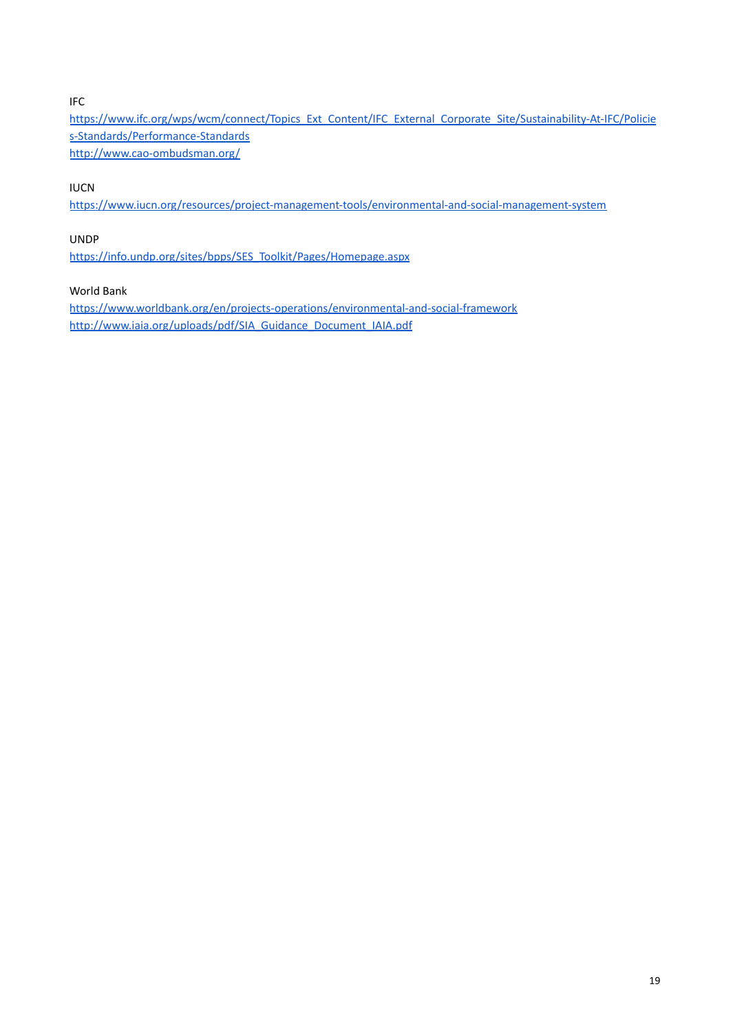IFC

https://www.ifc.org/wps/wcm/connect/Topics_Ext_Content/IFC_External_Corporate_Site/Sustainability-At-IFC/Policies-Standards/Performance-Standards

http://www.cao-ombudsman.org/

IUCN

https://www.iucn.org/resources/project-management-tools/environmental-and-social-management-system

UNDP

https://info.undp.org/sites/bpps/SES_Toolkit/Pages/Homepage.aspx

World Bank

https://www.worldbank.org/en/projects-operations/environmental-and-social-framework

http://www.iaia.org/uploads/pdf/SIA_Guidance_Document_IAIA.pdf